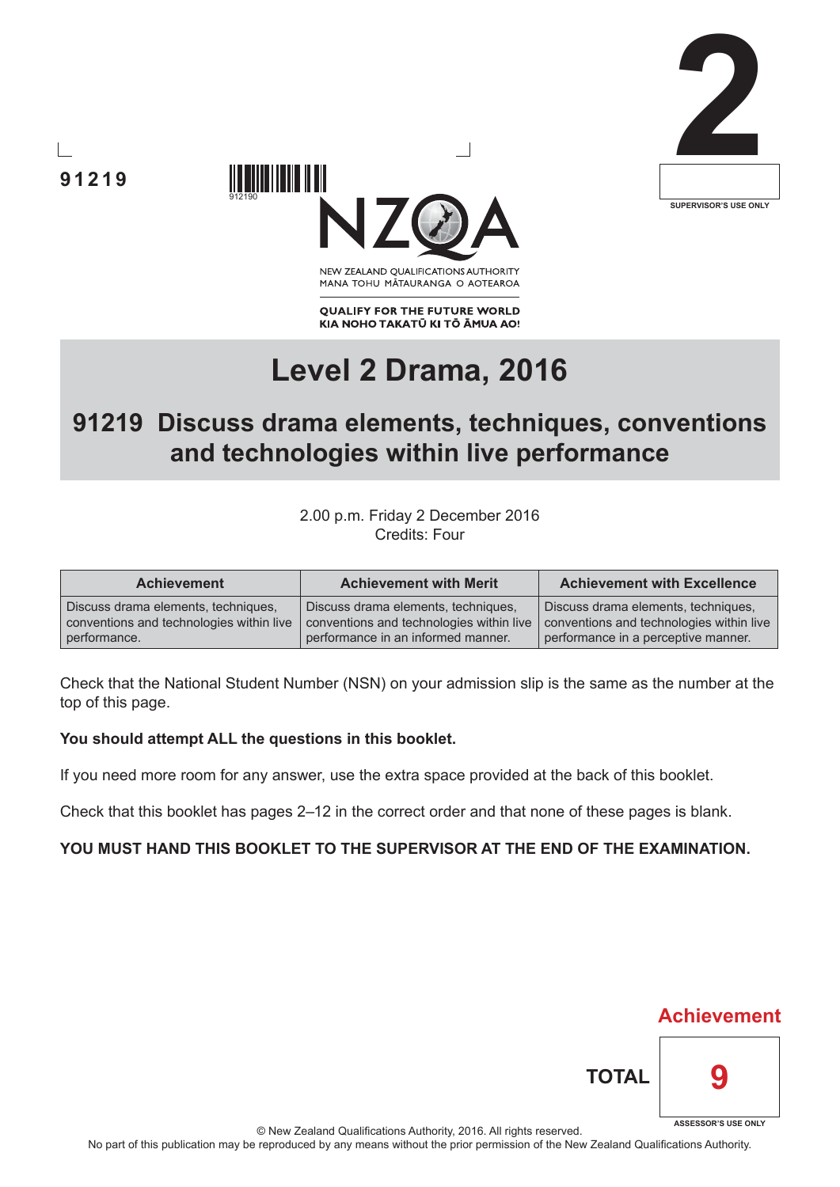91219

912190

2

SUPERVISOR'S USE ONLY

NEW ZEALAND QUALIFICATIONS AUTHORITY
MANA TOHU MĀTAURANGA O AOTEAROA

**QUALIFY FOR THE FUTURE WORLD**
**KIA NOHO TAKATŪ KI TŌ ĀMUA AO!**

# Level 2 Drama, 2016

## 91219 Discuss drama elements, techniques, conventions and technologies within live performance

2.00 p.m. Friday 2 December 2016
Credits: Four

| Achievement | Achievement with Merit | Achievement with Excellence |
|---|---|---|
| Discuss drama elements, techniques, conventions and technologies within live performance. | Discuss drama elements, techniques, conventions and technologies within live performance in an informed manner. | Discuss drama elements, techniques, conventions and technologies within live performance in a perceptive manner. |

Check that the National Student Number (NSN) on your admission slip is the same as the number at the top of this page.

**You should attempt ALL the questions in this booklet.**

If you need more room for any answer, use the extra space provided at the back of this booklet.

Check that this booklet has pages 2–12 in the correct order and that none of these pages is blank.

**YOU MUST HAND THIS BOOKLET TO THE SUPERVISOR AT THE END OF THE EXAMINATION.**

**Achievement**

**TOTAL** 9

ASSESSOR'S USE ONLY

© New Zealand Qualifications Authority, 2016. All rights reserved.
No part of this publication may be reproduced by any means without the prior permission of the New Zealand Qualifications Authority.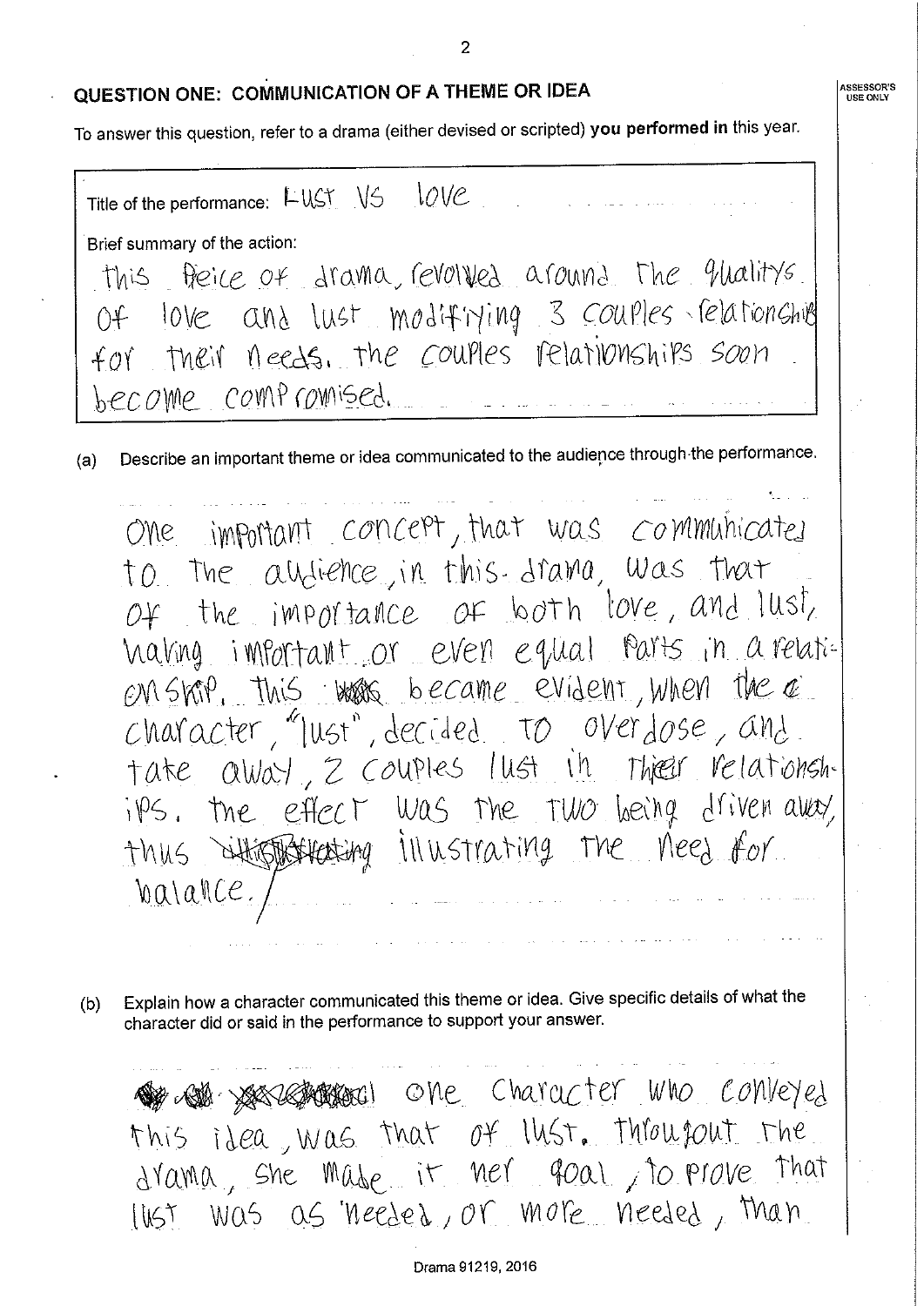## QUESTION ONE: COMMUNICATION OF A THEME OR IDEA

To answer this question, refer to a drama (either devised or scripted) **you performed in** this year.

Title of the performance: Lust VS love

Brief summary of the action:

this peice of drama, revolved around the qualitys of love and lust modifiying 3 couples relationship for their needs. the couples relationships soon become compromised.

(a) Describe an important theme or idea communicated to the audience through the performance.

One important concept, that was communicated to the audience, in this drama, was that of the importance of both love, and lust, having important or even equal parts in a relationship. this became evident, when the character, "lust", decided to overdose, and take away, 2 couples lust in their relationships. the effect was the two being driven away, thus illustrating the need for balance.

(b) Explain how a character communicated this theme or idea. Give specific details of what the character did or said in the performance to support your answer.

One character who conveyed this idea, was that of lust. throughout the drama, she made it her goal, to prove that lust was as needed, or more needed, than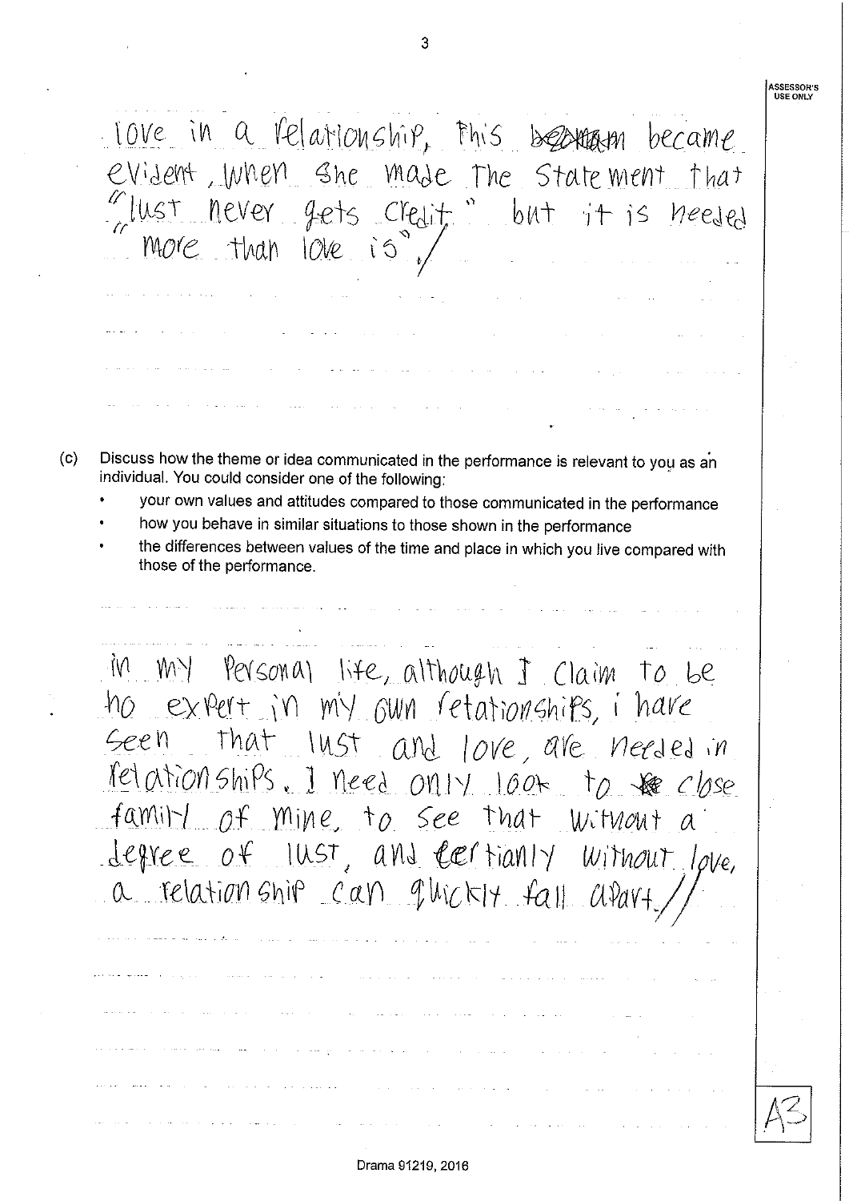love in a relationship, this became evident, when she made the statement that "lust never gets credit" but it is needed more than love is". /

(c) Discuss how the theme or idea communicated in the performance is relevant to you as an individual. You could consider one of the following:

- your own values and attitudes compared to those communicated in the performance
- how you behave in similar situations to those shown in the performance
- the differences between values of the time and place in which you live compared with those of the performance.

in my personal life, although I claim to be no expert in my own relationships, i have seen that lust and love, are needed in relationships. I need only look to close family of mine, to see that without a degree of lust, and certianly without love, a relationship can quickly fall apart. //

A3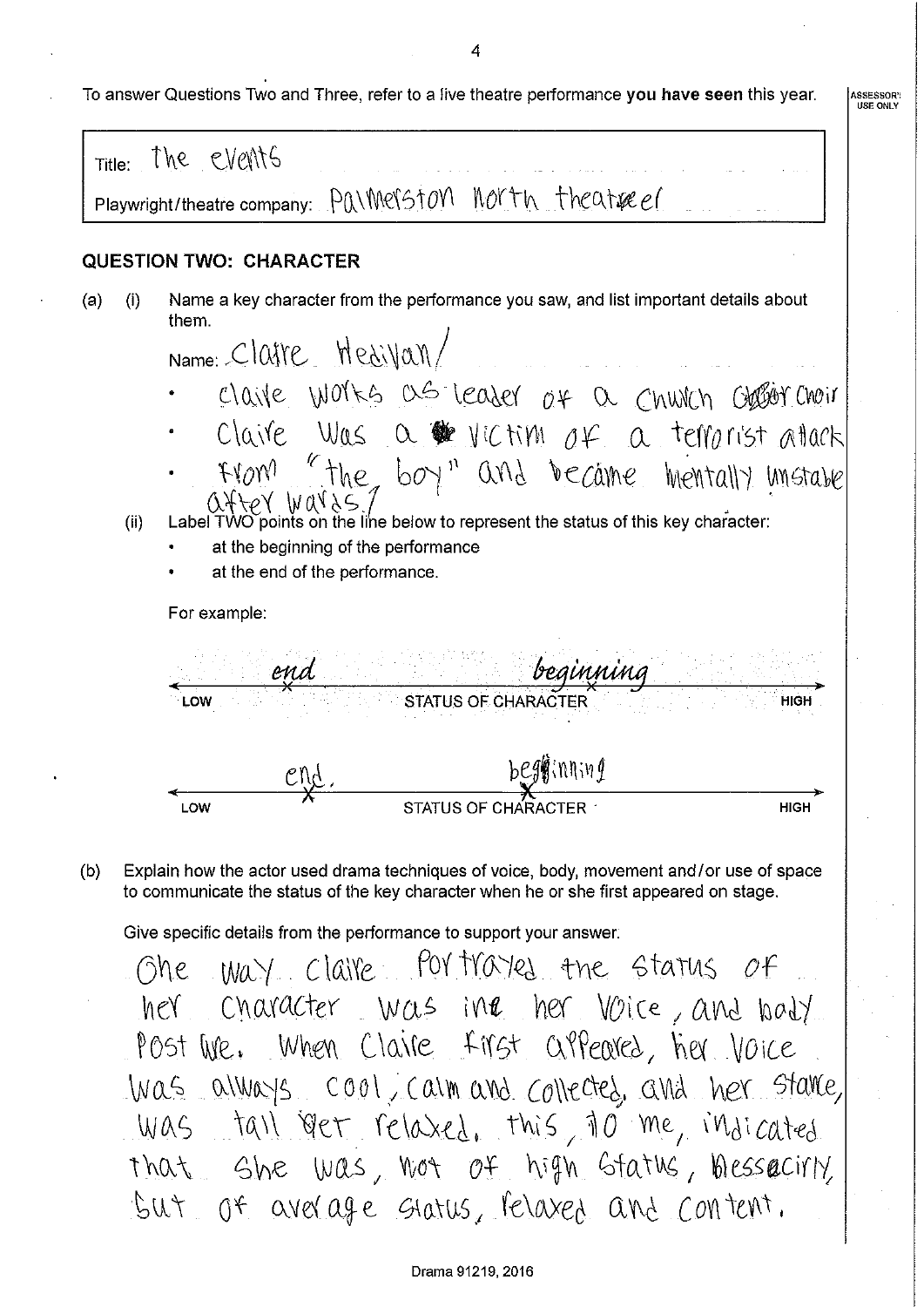To answer Questions Two and Three, refer to a live theatre performance **you have seen** this year.

ASSESSOR'S USE ONLY

Title: the events

Playwright/theatre company: Palmerston North theatreel

## QUESTION TWO: CHARACTER

(a) (i) Name a key character from the performance you saw, and list important details about them.

Name: Claire Hedivan

- claire works as leader of a church choir
- Claire was a victim of a terrorist attack
- from "the boy" and became mentally unstable after wards.

(ii) Label TWO points on the line below to represent the status of this key character:

- at the beginning of the performance
- at the end of the performance.

For example:

*end* (marked near LOW) ——— *beginning* (marked toward HIGH)

LOW ← STATUS OF CHARACTER → HIGH

end (marked near LOW) ——— beginning (marked near middle)

LOW ← STATUS OF CHARACTER → HIGH

(b) Explain how the actor used drama techniques of voice, body, movement and/or use of space to communicate the status of the key character when he or she first appeared on stage.

Give specific details from the performance to support your answer.

One way Claire portrayed the status of her character was in her voice, and body posture. When Claire first appeared, her voice was always cool, calm and collected, and her stance, was tall yet relaxed. this, to me, indicated that she was, not of high status, nessecirly, but of average status, relaxed and content.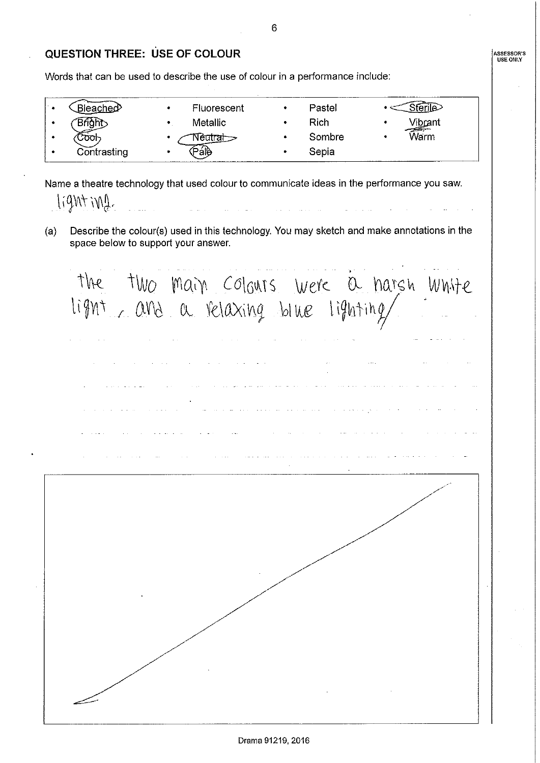## QUESTION THREE: USE OF COLOUR

ASSESSOR'S USE ONLY

Words that can be used to describe the use of colour in a performance include:

| | | | |
|---|---|---|---|
| • Bleached | • Fluorescent | • Pastel | • Sterile |
| • Bright | • Metallic | • Rich | • Vibrant |
| • Cool | • Neutral | • Sombre | • Warm |
| • Contrasting | • Pale | • Sepia | |

Name a theatre technology that used colour to communicate ideas in the performance you saw.

lighting.

(a) Describe the colour(s) used in this technology. You may sketch and make annotations in the space below to support your answer.

the two main colours were a harsh white light, and a relaxing blue lighting/

Drama 91219, 2016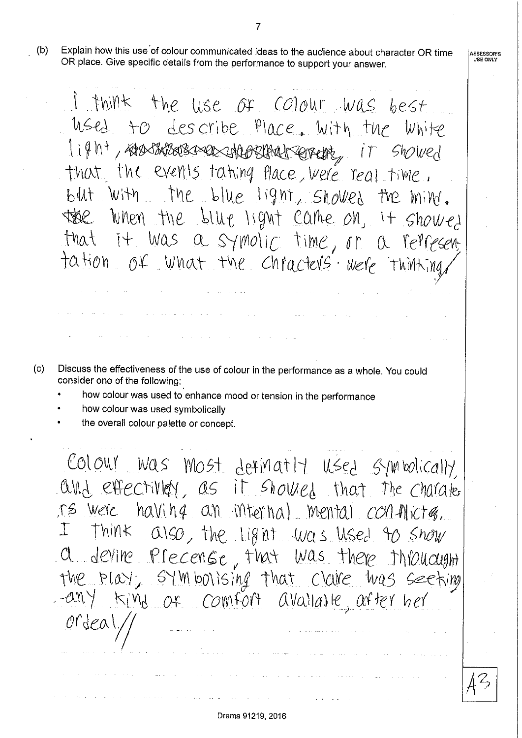(b) Explain how this use of colour communicated ideas to the audience about character OR time OR place. Give specific details from the performance to support your answer.

ASSESSOR'S USE ONLY

I think the use of colour was best used to describe place. With the white light, ~~[crossed out]~~ it showed that the events taking place, were real time. but with the blue light, showed the mind. ~~the~~ When the blue light came on, it showed that it was a symolic time, or a representation of what the chracters were thinking/

(c) Discuss the effectiveness of the use of colour in the performance as a whole. You could consider one of the following:

- how colour was used to enhance mood or tension in the performance
- how colour was used symbolically
- the overall colour palette or concept.

Colour was most definatly used symbolically, and effectivley, as it showed that the characters were having an internal mental conflict. I think also, the light was used to show a devine precense, that was there throughout the play; symbolising that Claire was seeking any kind of comfort available, after her ordeal//

A3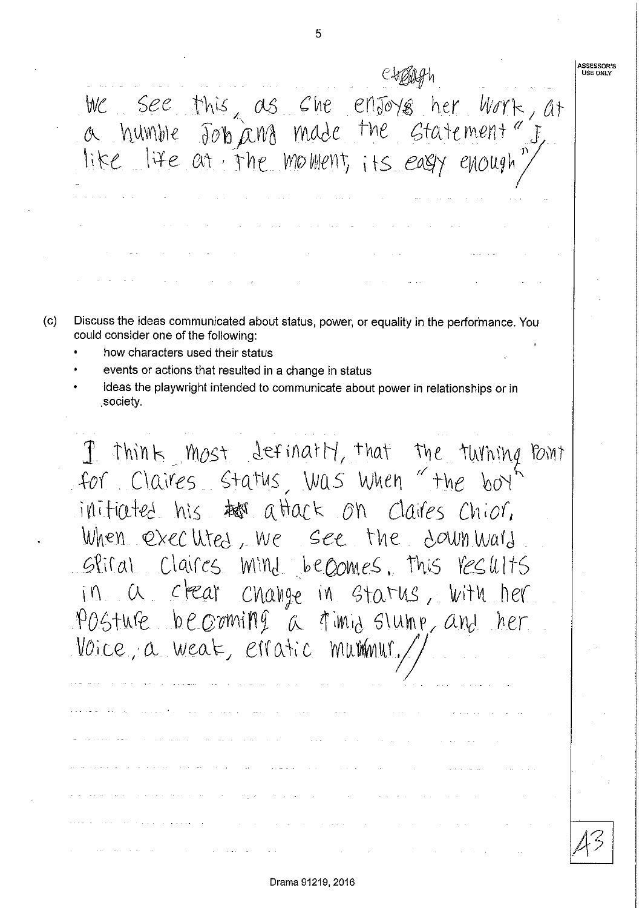We see this, as she enjoys her work, at a humble job and made the statement "I like life at the moment, its easy enough"

(c) Discuss the ideas communicated about status, power, or equality in the performance. You could consider one of the following:

- how characters used their status
- events or actions that resulted in a change in status
- ideas the playwright intended to communicate about power in relationships or in society.

I think most definatly, that the turning point for Claires status, was when "the boy" initiated his attack on Claires Chior. When executed, we see the downward spiral Claires mind becomes. This results in a clear change in status, with her posture becoming a timid slump, and her voice, a weak, erratic murmur.

A3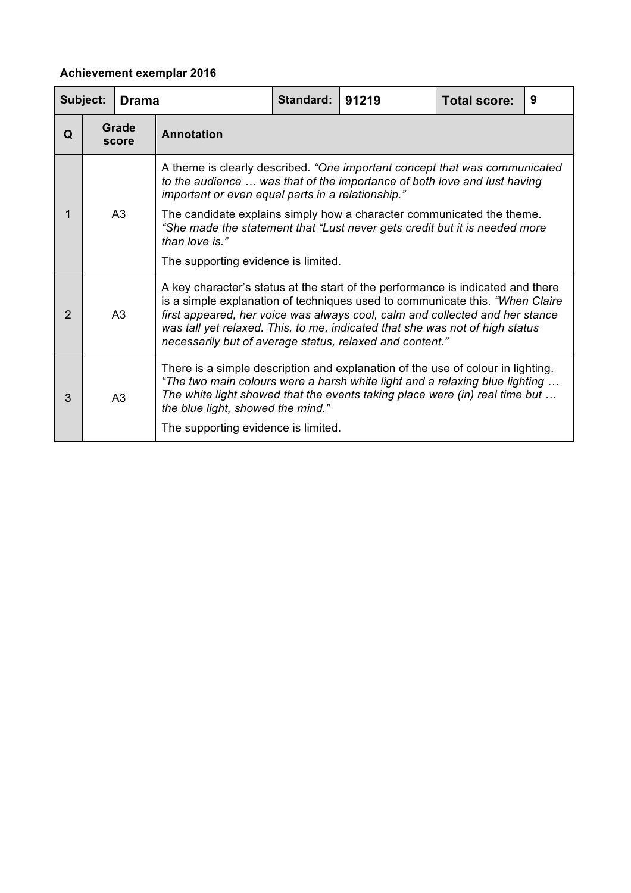**Achievement exemplar 2016**

| **Subject:** | **Drama** | **Standard:** | **91219** | **Total score:** | **9** |
|---|---|---|---|---|---|

| **Q** | **Grade score** | **Annotation** |
|---|---|---|
| 1 | A3 | A theme is clearly described. *"One important concept that was communicated to the audience … was that of the importance of both love and lust having important or even equal parts in a relationship."*<br><br>The candidate explains simply how a character communicated the theme. *"She made the statement that "Lust never gets credit but it is needed more than love is."*<br><br>The supporting evidence is limited. |
| 2 | A3 | A key character's status at the start of the performance is indicated and there is a simple explanation of techniques used to communicate this. *"When Claire first appeared, her voice was always cool, calm and collected and her stance was tall yet relaxed. This, to me, indicated that she was not of high status necessarily but of average status, relaxed and content."* |
| 3 | A3 | There is a simple description and explanation of the use of colour in lighting. *"The two main colours were a harsh white light and a relaxing blue lighting … The white light showed that the events taking place were (in) real time but … the blue light, showed the mind."*<br><br>The supporting evidence is limited. |